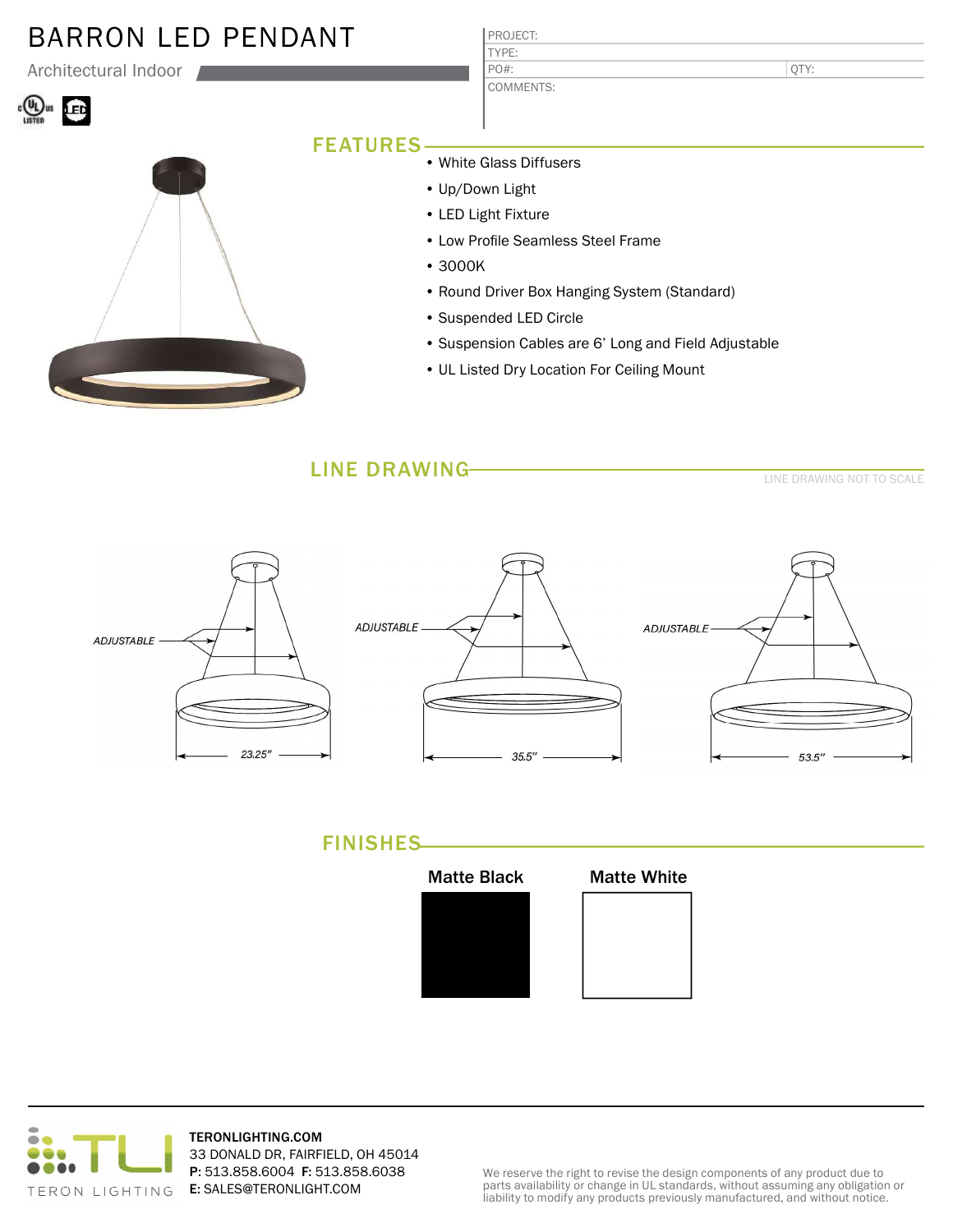# BARRON LED PENDANT

Architectural Indoor

| PROJECT: | |
|---|---|
| TYPE: | |
| PO#: | QTY: |
| COMMENTS: | |

## FEATURES

- White Glass Diffusers
- Up/Down Light
- LED Light Fixture
- Low Profile Seamless Steel Frame
- 3000K
- Round Driver Box Hanging System (Standard)
- Suspended LED Circle
- Suspension Cables are 6' Long and Field Adjustable
- UL Listed Dry Location For Ceiling Mount

## LINE DRAWING

LINE DRAWING NOT TO SCALE

ADJUSTABLE — 23.25"

ADJUSTABLE — 35.5"

ADJUSTABLE — 53.5"

## FINISHES

Matte Black

Matte White

TERONLIGHTING.COM
33 DONALD DR, FAIRFIELD, OH 45014
**P:** 513.858.6004 **F:** 513.858.6038
**E:** SALES@TERONLIGHT.COM

We reserve the right to revise the design components of any product due to parts availability or change in UL standards, without assuming any obligation or liability to modify any products previously manufactured, and without notice.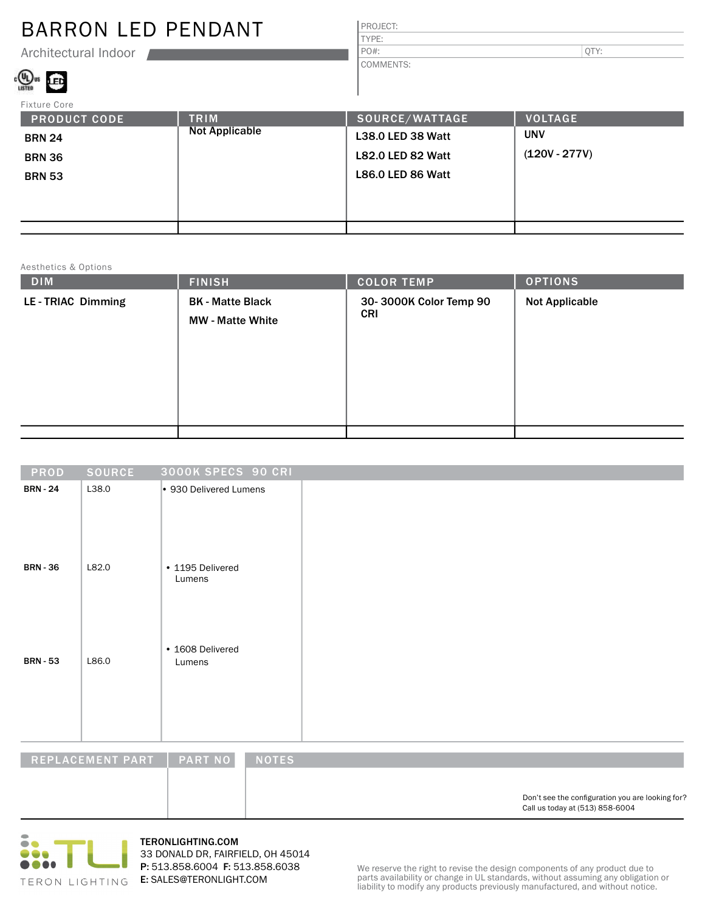# BARRON LED PENDANT

Architectual Indoor

| PROJECT: | |
|---|---|
| TYPE: | |
| PO#: | QTY: |
| COMMENTS: | |

Fixture Core

| PRODUCT CODE | TRIM | SOURCE/WATTAGE | VOLTAGE |
|---|---|---|---|
| BRN 24<br>BRN 36<br>BRN 53 | Not Applicable | L38.0 LED 38 Watt<br>L82.0 LED 82 Watt<br>L86.0 LED 86 Watt | UNV<br>(120V - 277V) |
| | | | |

Aesthetics & Options

| DIM | FINISH | COLOR TEMP | OPTIONS |
|---|---|---|---|
| LE - TRIAC Dimming | BK - Matte Black<br>MW - Matte White | 30- 3000K Color Temp 90 CRI | Not Applicable |
| | | | |

| PROD | SOURCE | 3000K SPECS 90 CRI |
|---|---|---|
| BRN - 24 | L38.0 | • 930 Delivered Lumens |
| BRN - 36 | L82.0 | • 1195 Delivered Lumens |
| BRN - 53 | L86.0 | • 1608 Delivered Lumens |

| REPLACEMENT PART | PART NO | NOTES |
|---|---|---|
| | | Don't see the configuration you are looking for? Call us today at (513) 858-6004 |

TERON LIGHTING

**TERONLIGHTING.COM**
33 DONALD DR, FAIRFIELD, OH 45014
**P:** 513.858.6004 **F:** 513.858.6038
**E:** SALES@TERONLIGHT.COM

We reserve the right to revise the design components of any product due to parts availability or change in UL standards, without assuming any obligation or liability to modify any products previously manufactured, and without notice.